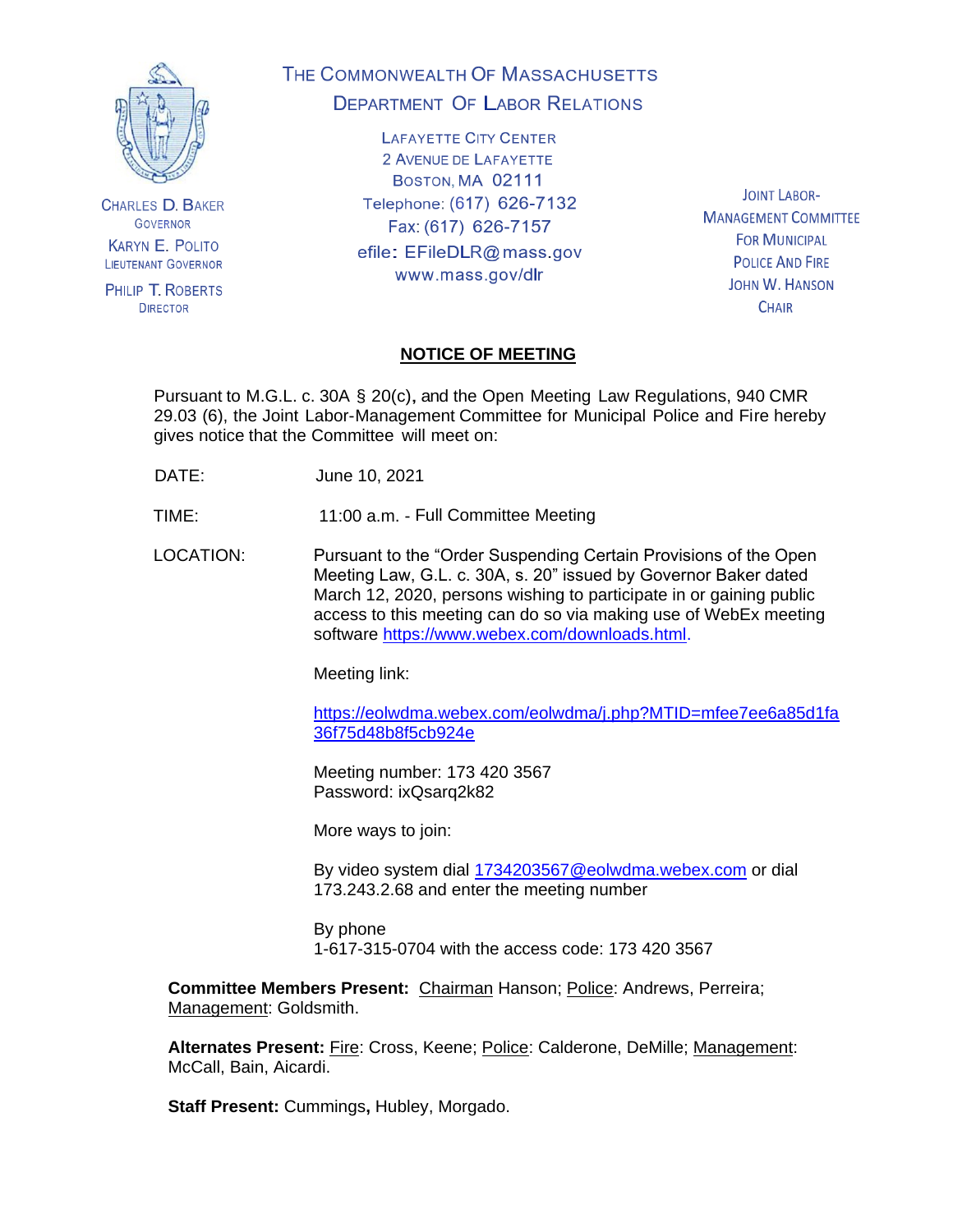THE COMMONWEALTH OF MASSACHUSETTS
DEPARTMENT OF LABOR RELATIONS

LAFAYETTE CITY CENTER
2 AVENUE DE LAFAYETTE
BOSTON, MA 02111
Telephone: (617) 626-7132
Fax: (617) 626-7157
efile: EFileDLR@mass.gov
www.mass.gov/dlr

CHARLES D. BAKER
GOVERNOR

KARYN E. POLITO
LIEUTENANT GOVERNOR

PHILIP T. ROBERTS
DIRECTOR

JOINT LABOR-MANAGEMENT COMMITTEE FOR MUNICIPAL POLICE AND FIRE
JOHN W. HANSON
CHAIR

# NOTICE OF MEETING

Pursuant to M.G.L. c. 30A § 20(c), and the Open Meeting Law Regulations, 940 CMR 29.03 (6), the Joint Labor-Management Committee for Municipal Police and Fire hereby gives notice that the Committee will meet on:

DATE: June 10, 2021

TIME: 11:00 a.m. - Full Committee Meeting

LOCATION: Pursuant to the "Order Suspending Certain Provisions of the Open Meeting Law, G.L. c. 30A, s. 20" issued by Governor Baker dated March 12, 2020, persons wishing to participate in or gaining public access to this meeting can do so via making use of WebEx meeting software https://www.webex.com/downloads.html.

Meeting link:

https://eolwdma.webex.com/eolwdma/j.php?MTID=mfee7ee6a85d1fa36f75d48b8f5cb924e

Meeting number: 173 420 3567
Password: ixQsarq2k82

More ways to join:

By video system dial 1734203567@eolwdma.webex.com or dial 173.243.2.68 and enter the meeting number

By phone
1-617-315-0704 with the access code: 173 420 3567

**Committee Members Present:** Chairman Hanson; Police: Andrews, Perreira; Management: Goldsmith.

**Alternates Present:** Fire: Cross, Keene; Police: Calderone, DeMille; Management: McCall, Bain, Aicardi.

**Staff Present:** Cummings**,** Hubley, Morgado.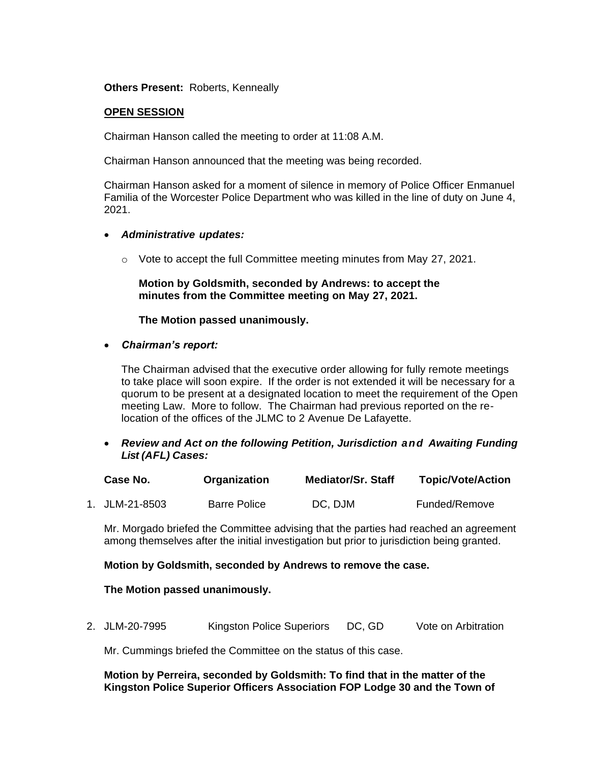**Others Present:** Roberts, Kenneally

**OPEN SESSION**

Chairman Hanson called the meeting to order at 11:08 A.M.

Chairman Hanson announced that the meeting was being recorded.

Chairman Hanson asked for a moment of silence in memory of Police Officer Enmanuel Familia of the Worcester Police Department who was killed in the line of duty on June 4, 2021.

- ***Administrative updates:***
  - Vote to accept the full Committee meeting minutes from May 27, 2021.

    **Motion by Goldsmith, seconded by Andrews: to accept the minutes from the Committee meeting on May 27, 2021.**

    **The Motion passed unanimously.**

- ***Chairman's report:***

  The Chairman advised that the executive order allowing for fully remote meetings to take place will soon expire. If the order is not extended it will be necessary for a quorum to be present at a designated location to meet the requirement of the Open meeting Law. More to follow. The Chairman had previous reported on the re-location of the offices of the JLMC to 2 Avenue De Lafayette.

- ***Review and Act on the following Petition, Jurisdiction and Awaiting Funding List (AFL) Cases:***

| | Case No. | Organization | Mediator/Sr. Staff | Topic/Vote/Action |
|---|---|---|---|---|
| 1. | JLM-21-8503 | Barre Police | DC, DJM | Funded/Remove |

Mr. Morgado briefed the Committee advising that the parties had reached an agreement among themselves after the initial investigation but prior to jurisdiction being granted.

**Motion by Goldsmith, seconded by Andrews to remove the case.**

**The Motion passed unanimously.**

| | Case No. | Organization | Mediator/Sr. Staff | Topic/Vote/Action |
|---|---|---|---|---|
| 2. | JLM-20-7995 | Kingston Police Superiors | DC, GD | Vote on Arbitration |

Mr. Cummings briefed the Committee on the status of this case.

**Motion by Perreira, seconded by Goldsmith: To find that in the matter of the Kingston Police Superior Officers Association FOP Lodge 30 and the Town of**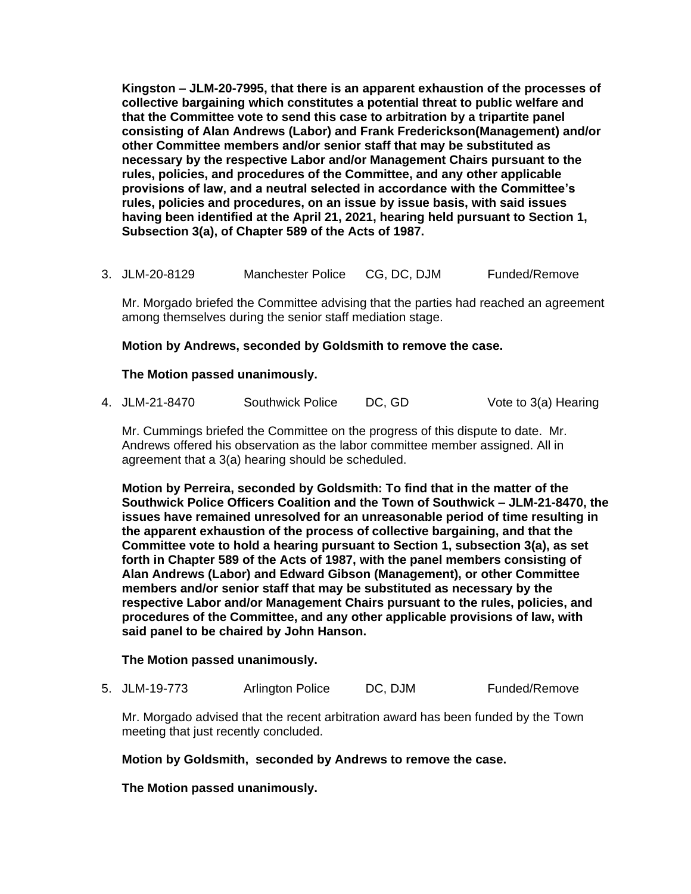**Kingston – JLM-20-7995, that there is an apparent exhaustion of the processes of collective bargaining which constitutes a potential threat to public welfare and that the Committee vote to send this case to arbitration by a tripartite panel consisting of Alan Andrews (Labor) and Frank Frederickson(Management) and/or other Committee members and/or senior staff that may be substituted as necessary by the respective Labor and/or Management Chairs pursuant to the rules, policies, and procedures of the Committee, and any other applicable provisions of law, and a neutral selected in accordance with the Committee's rules, policies and procedures, on an issue by issue basis, with said issues having been identified at the April 21, 2021, hearing held pursuant to Section 1, Subsection 3(a), of Chapter 589 of the Acts of 1987.**

3. JLM-20-8129 Manchester Police CG, DC, DJM Funded/Remove

   Mr. Morgado briefed the Committee advising that the parties had reached an agreement among themselves during the senior staff mediation stage.

   **Motion by Andrews, seconded by Goldsmith to remove the case.**

   **The Motion passed unanimously.**

4. JLM-21-8470 Southwick Police DC, GD Vote to 3(a) Hearing

   Mr. Cummings briefed the Committee on the progress of this dispute to date. Mr. Andrews offered his observation as the labor committee member assigned. All in agreement that a 3(a) hearing should be scheduled.

   **Motion by Perreira, seconded by Goldsmith: To find that in the matter of the Southwick Police Officers Coalition and the Town of Southwick – JLM-21-8470, the issues have remained unresolved for an unreasonable period of time resulting in the apparent exhaustion of the process of collective bargaining, and that the Committee vote to hold a hearing pursuant to Section 1, subsection 3(a), as set forth in Chapter 589 of the Acts of 1987, with the panel members consisting of Alan Andrews (Labor) and Edward Gibson (Management), or other Committee members and/or senior staff that may be substituted as necessary by the respective Labor and/or Management Chairs pursuant to the rules, policies, and procedures of the Committee, and any other applicable provisions of law, with said panel to be chaired by John Hanson.**

   **The Motion passed unanimously.**

5. JLM-19-773 Arlington Police DC, DJM Funded/Remove

   Mr. Morgado advised that the recent arbitration award has been funded by the Town meeting that just recently concluded.

   **Motion by Goldsmith, seconded by Andrews to remove the case.**

   **The Motion passed unanimously.**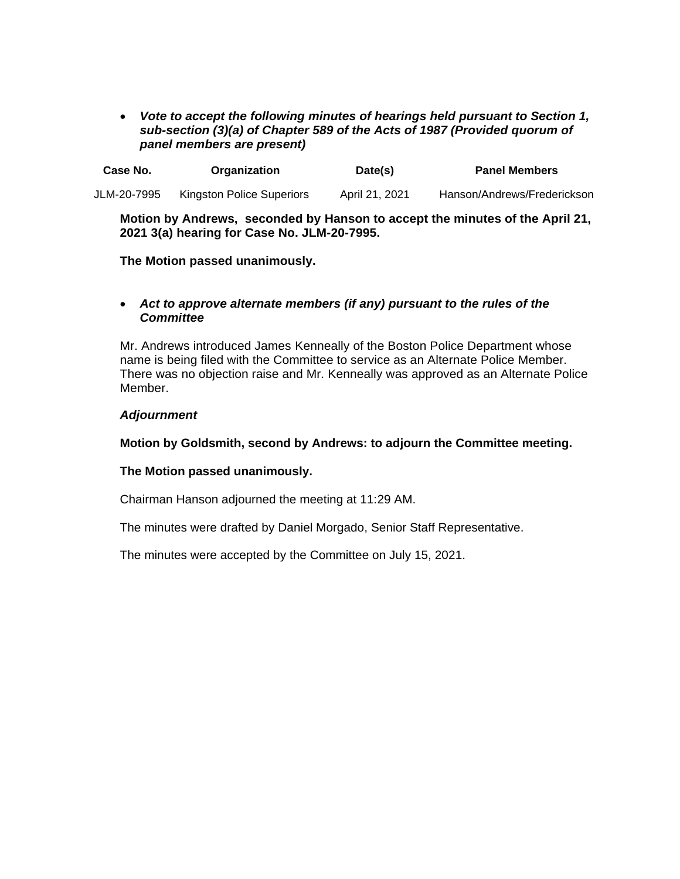- ***Vote to accept the following minutes of hearings held pursuant to Section 1, sub-section (3)(a) of Chapter 589 of the Acts of 1987 (Provided quorum of panel members are present)***

| Case No. | Organization | Date(s) | Panel Members |
|---|---|---|---|
| JLM-20-7995 | Kingston Police Superiors | April 21, 2021 | Hanson/Andrews/Frederickson |

**Motion by Andrews, seconded by Hanson to accept the minutes of the April 21, 2021 3(a) hearing for Case No. JLM-20-7995.**

**The Motion passed unanimously.**

- ***Act to approve alternate members (if any) pursuant to the rules of the Committee***

Mr. Andrews introduced James Kenneally of the Boston Police Department whose name is being filed with the Committee to service as an Alternate Police Member. There was no objection raise and Mr. Kenneally was approved as an Alternate Police Member.

***Adjournment***

**Motion by Goldsmith, second by Andrews: to adjourn the Committee meeting.**

**The Motion passed unanimously.**

Chairman Hanson adjourned the meeting at 11:29 AM.

The minutes were drafted by Daniel Morgado, Senior Staff Representative.

The minutes were accepted by the Committee on July 15, 2021.